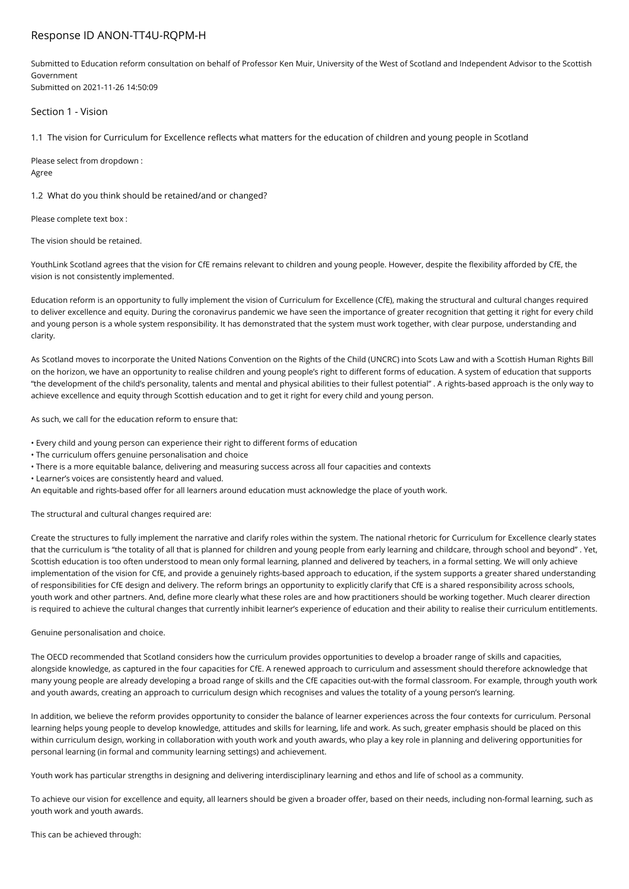# Response ID ANON-TT4U-RQPM-H

Submitted to Education reform consultation on behalf of Professor Ken Muir, University of the West of Scotland and Independent Advisor to the Scottish Government
Submitted on 2021-11-26 14:50:09

## Section 1 - Vision

1.1 The vision for Curriculum for Excellence reflects what matters for the education of children and young people in Scotland

Please select from dropdown :
Agree

1.2 What do you think should be retained/and or changed?

Please complete text box :

The vision should be retained.

YouthLink Scotland agrees that the vision for CfE remains relevant to children and young people. However, despite the flexibility afforded by CfE, the vision is not consistently implemented.

Education reform is an opportunity to fully implement the vision of Curriculum for Excellence (CfE), making the structural and cultural changes required to deliver excellence and equity. During the coronavirus pandemic we have seen the importance of greater recognition that getting it right for every child and young person is a whole system responsibility. It has demonstrated that the system must work together, with clear purpose, understanding and clarity.

As Scotland moves to incorporate the United Nations Convention on the Rights of the Child (UNCRC) into Scots Law and with a Scottish Human Rights Bill on the horizon, we have an opportunity to realise children and young people's right to different forms of education. A system of education that supports "the development of the child's personality, talents and mental and physical abilities to their fullest potential" . A rights-based approach is the only way to achieve excellence and equity through Scottish education and to get it right for every child and young person.

As such, we call for the education reform to ensure that:

- Every child and young person can experience their right to different forms of education
- The curriculum offers genuine personalisation and choice
- There is a more equitable balance, delivering and measuring success across all four capacities and contexts
- Learner's voices are consistently heard and valued.

An equitable and rights-based offer for all learners around education must acknowledge the place of youth work.

The structural and cultural changes required are:

Create the structures to fully implement the narrative and clarify roles within the system. The national rhetoric for Curriculum for Excellence clearly states that the curriculum is "the totality of all that is planned for children and young people from early learning and childcare, through school and beyond" . Yet, Scottish education is too often understood to mean only formal learning, planned and delivered by teachers, in a formal setting. We will only achieve implementation of the vision for CfE, and provide a genuinely rights-based approach to education, if the system supports a greater shared understanding of responsibilities for CfE design and delivery. The reform brings an opportunity to explicitly clarify that CfE is a shared responsibility across schools, youth work and other partners. And, define more clearly what these roles are and how practitioners should be working together. Much clearer direction is required to achieve the cultural changes that currently inhibit learner's experience of education and their ability to realise their curriculum entitlements.

Genuine personalisation and choice.

The OECD recommended that Scotland considers how the curriculum provides opportunities to develop a broader range of skills and capacities, alongside knowledge, as captured in the four capacities for CfE. A renewed approach to curriculum and assessment should therefore acknowledge that many young people are already developing a broad range of skills and the CfE capacities out-with the formal classroom. For example, through youth work and youth awards, creating an approach to curriculum design which recognises and values the totality of a young person's learning.

In addition, we believe the reform provides opportunity to consider the balance of learner experiences across the four contexts for curriculum. Personal learning helps young people to develop knowledge, attitudes and skills for learning, life and work. As such, greater emphasis should be placed on this within curriculum design, working in collaboration with youth work and youth awards, who play a key role in planning and delivering opportunities for personal learning (in formal and community learning settings) and achievement.

Youth work has particular strengths in designing and delivering interdisciplinary learning and ethos and life of school as a community.

To achieve our vision for excellence and equity, all learners should be given a broader offer, based on their needs, including non-formal learning, such as youth work and youth awards.

This can be achieved through: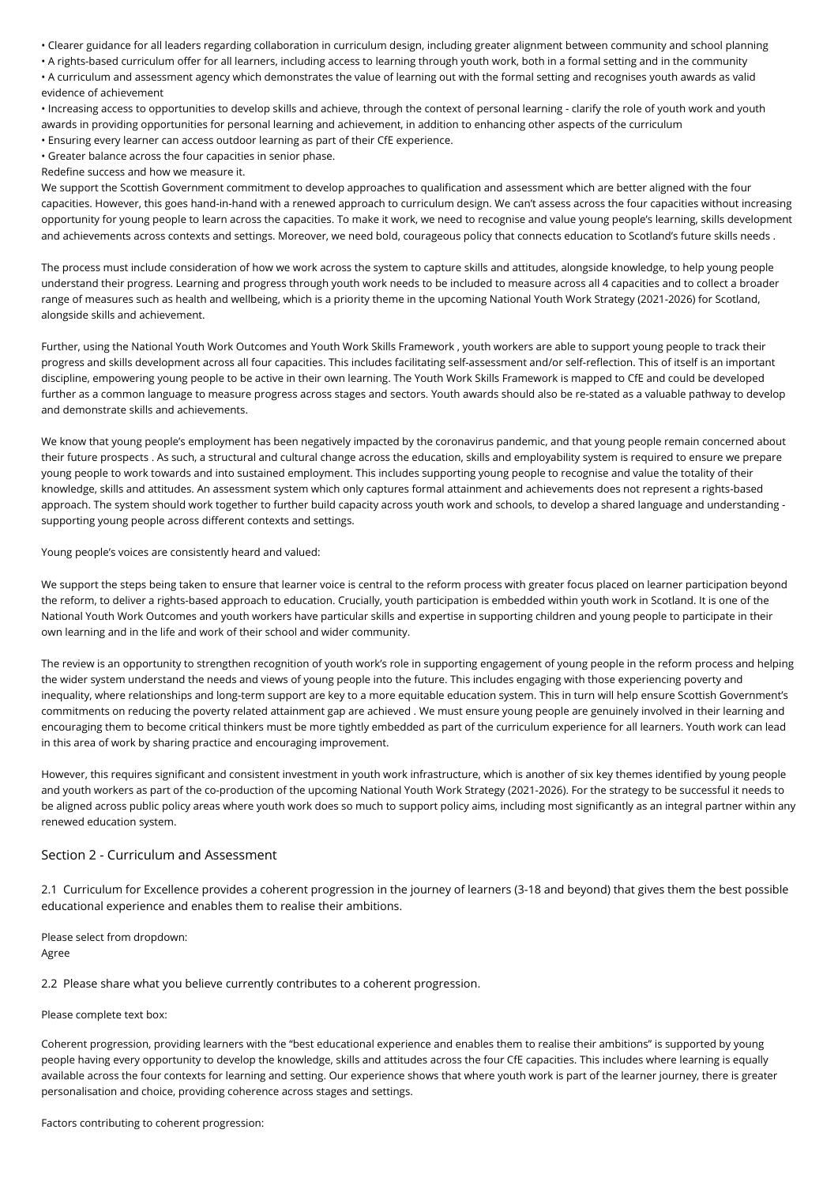- Clearer guidance for all leaders regarding collaboration in curriculum design, including greater alignment between community and school planning
- A rights-based curriculum offer for all learners, including access to learning through youth work, both in a formal setting and in the community
- A curriculum and assessment agency which demonstrates the value of learning out with the formal setting and recognises youth awards as valid evidence of achievement
- Increasing access to opportunities to develop skills and achieve, through the context of personal learning - clarify the role of youth work and youth awards in providing opportunities for personal learning and achievement, in addition to enhancing other aspects of the curriculum
- Ensuring every learner can access outdoor learning as part of their CfE experience.
- Greater balance across the four capacities in senior phase.

Redefine success and how we measure it.

We support the Scottish Government commitment to develop approaches to qualification and assessment which are better aligned with the four capacities. However, this goes hand-in-hand with a renewed approach to curriculum design. We can't assess across the four capacities without increasing opportunity for young people to learn across the capacities. To make it work, we need to recognise and value young people's learning, skills development and achievements across contexts and settings. Moreover, we need bold, courageous policy that connects education to Scotland's future skills needs .

The process must include consideration of how we work across the system to capture skills and attitudes, alongside knowledge, to help young people understand their progress. Learning and progress through youth work needs to be included to measure across all 4 capacities and to collect a broader range of measures such as health and wellbeing, which is a priority theme in the upcoming National Youth Work Strategy (2021-2026) for Scotland, alongside skills and achievement.

Further, using the National Youth Work Outcomes and Youth Work Skills Framework , youth workers are able to support young people to track their progress and skills development across all four capacities. This includes facilitating self-assessment and/or self-reflection. This of itself is an important discipline, empowering young people to be active in their own learning. The Youth Work Skills Framework is mapped to CfE and could be developed further as a common language to measure progress across stages and sectors. Youth awards should also be re-stated as a valuable pathway to develop and demonstrate skills and achievements.

We know that young people's employment has been negatively impacted by the coronavirus pandemic, and that young people remain concerned about their future prospects . As such, a structural and cultural change across the education, skills and employability system is required to ensure we prepare young people to work towards and into sustained employment. This includes supporting young people to recognise and value the totality of their knowledge, skills and attitudes. An assessment system which only captures formal attainment and achievements does not represent a rights-based approach. The system should work together to further build capacity across youth work and schools, to develop a shared language and understanding - supporting young people across different contexts and settings.

Young people's voices are consistently heard and valued:

We support the steps being taken to ensure that learner voice is central to the reform process with greater focus placed on learner participation beyond the reform, to deliver a rights-based approach to education. Crucially, youth participation is embedded within youth work in Scotland. It is one of the National Youth Work Outcomes and youth workers have particular skills and expertise in supporting children and young people to participate in their own learning and in the life and work of their school and wider community.

The review is an opportunity to strengthen recognition of youth work's role in supporting engagement of young people in the reform process and helping the wider system understand the needs and views of young people into the future. This includes engaging with those experiencing poverty and inequality, where relationships and long-term support are key to a more equitable education system. This in turn will help ensure Scottish Government's commitments on reducing the poverty related attainment gap are achieved . We must ensure young people are genuinely involved in their learning and encouraging them to become critical thinkers must be more tightly embedded as part of the curriculum experience for all learners. Youth work can lead in this area of work by sharing practice and encouraging improvement.

However, this requires significant and consistent investment in youth work infrastructure, which is another of six key themes identified by young people and youth workers as part of the co-production of the upcoming National Youth Work Strategy (2021-2026). For the strategy to be successful it needs to be aligned across public policy areas where youth work does so much to support policy aims, including most significantly as an integral partner within any renewed education system.

## Section 2 - Curriculum and Assessment

2.1 Curriculum for Excellence provides a coherent progression in the journey of learners (3-18 and beyond) that gives them the best possible educational experience and enables them to realise their ambitions.

Please select from dropdown:
Agree

2.2 Please share what you believe currently contributes to a coherent progression.

Please complete text box:

Coherent progression, providing learners with the "best educational experience and enables them to realise their ambitions" is supported by young people having every opportunity to develop the knowledge, skills and attitudes across the four CfE capacities. This includes where learning is equally available across the four contexts for learning and setting. Our experience shows that where youth work is part of the learner journey, there is greater personalisation and choice, providing coherence across stages and settings.

Factors contributing to coherent progression: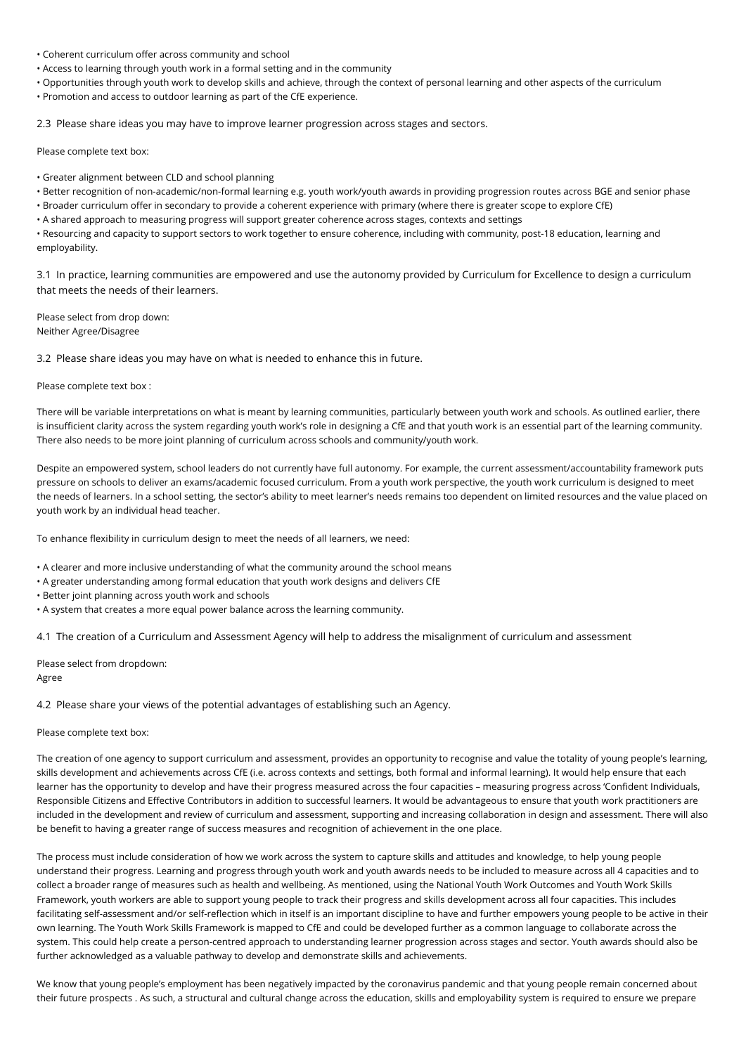- Coherent curriculum offer across community and school
- Access to learning through youth work in a formal setting and in the community
- Opportunities through youth work to develop skills and achieve, through the context of personal learning and other aspects of the curriculum
- Promotion and access to outdoor learning as part of the CfE experience.

2.3 Please share ideas you may have to improve learner progression across stages and sectors.

Please complete text box:

- Greater alignment between CLD and school planning
- Better recognition of non-academic/non-formal learning e.g. youth work/youth awards in providing progression routes across BGE and senior phase
- Broader curriculum offer in secondary to provide a coherent experience with primary (where there is greater scope to explore CfE)
- A shared approach to measuring progress will support greater coherence across stages, contexts and settings
- Resourcing and capacity to support sectors to work together to ensure coherence, including with community, post-18 education, learning and employability.

3.1 In practice, learning communities are empowered and use the autonomy provided by Curriculum for Excellence to design a curriculum that meets the needs of their learners.

Please select from drop down:
Neither Agree/Disagree

3.2 Please share ideas you may have on what is needed to enhance this in future.

Please complete text box :

There will be variable interpretations on what is meant by learning communities, particularly between youth work and schools. As outlined earlier, there is insufficient clarity across the system regarding youth work's role in designing a CfE and that youth work is an essential part of the learning community. There also needs to be more joint planning of curriculum across schools and community/youth work.

Despite an empowered system, school leaders do not currently have full autonomy. For example, the current assessment/accountability framework puts pressure on schools to deliver an exams/academic focused curriculum. From a youth work perspective, the youth work curriculum is designed to meet the needs of learners. In a school setting, the sector's ability to meet learner's needs remains too dependent on limited resources and the value placed on youth work by an individual head teacher.

To enhance flexibility in curriculum design to meet the needs of all learners, we need:

- A clearer and more inclusive understanding of what the community around the school means
- A greater understanding among formal education that youth work designs and delivers CfE
- Better joint planning across youth work and schools
- A system that creates a more equal power balance across the learning community.

4.1 The creation of a Curriculum and Assessment Agency will help to address the misalignment of curriculum and assessment

Please select from dropdown:
Agree

4.2 Please share your views of the potential advantages of establishing such an Agency.

Please complete text box:

The creation of one agency to support curriculum and assessment, provides an opportunity to recognise and value the totality of young people's learning, skills development and achievements across CfE (i.e. across contexts and settings, both formal and informal learning). It would help ensure that each learner has the opportunity to develop and have their progress measured across the four capacities – measuring progress across 'Confident Individuals, Responsible Citizens and Effective Contributors in addition to successful learners. It would be advantageous to ensure that youth work practitioners are included in the development and review of curriculum and assessment, supporting and increasing collaboration in design and assessment. There will also be benefit to having a greater range of success measures and recognition of achievement in the one place.

The process must include consideration of how we work across the system to capture skills and attitudes and knowledge, to help young people understand their progress. Learning and progress through youth work and youth awards needs to be included to measure across all 4 capacities and to collect a broader range of measures such as health and wellbeing. As mentioned, using the National Youth Work Outcomes and Youth Work Skills Framework, youth workers are able to support young people to track their progress and skills development across all four capacities. This includes facilitating self-assessment and/or self-reflection which in itself is an important discipline to have and further empowers young people to be active in their own learning. The Youth Work Skills Framework is mapped to CfE and could be developed further as a common language to collaborate across the system. This could help create a person-centred approach to understanding learner progression across stages and sector. Youth awards should also be further acknowledged as a valuable pathway to develop and demonstrate skills and achievements.

We know that young people's employment has been negatively impacted by the coronavirus pandemic and that young people remain concerned about their future prospects . As such, a structural and cultural change across the education, skills and employability system is required to ensure we prepare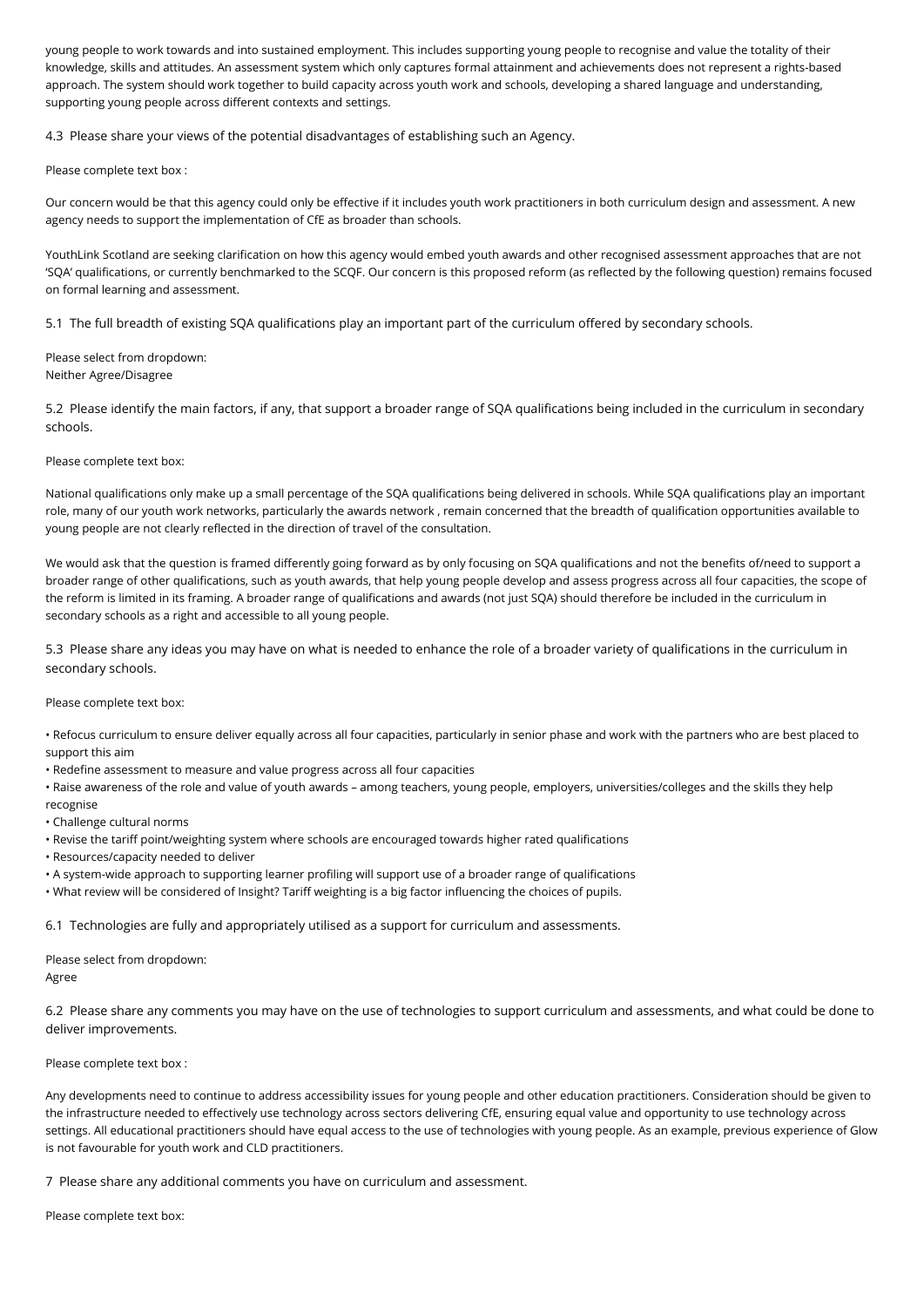young people to work towards and into sustained employment. This includes supporting young people to recognise and value the totality of their knowledge, skills and attitudes. An assessment system which only captures formal attainment and achievements does not represent a rights-based approach. The system should work together to build capacity across youth work and schools, developing a shared language and understanding, supporting young people across different contexts and settings.

4.3 Please share your views of the potential disadvantages of establishing such an Agency.

Please complete text box :

Our concern would be that this agency could only be effective if it includes youth work practitioners in both curriculum design and assessment. A new agency needs to support the implementation of CfE as broader than schools.

YouthLink Scotland are seeking clarification on how this agency would embed youth awards and other recognised assessment approaches that are not 'SQA' qualifications, or currently benchmarked to the SCQF. Our concern is this proposed reform (as reflected by the following question) remains focused on formal learning and assessment.

5.1 The full breadth of existing SQA qualifications play an important part of the curriculum offered by secondary schools.

Please select from dropdown:
Neither Agree/Disagree

5.2 Please identify the main factors, if any, that support a broader range of SQA qualifications being included in the curriculum in secondary schools.

Please complete text box:

National qualifications only make up a small percentage of the SQA qualifications being delivered in schools. While SQA qualifications play an important role, many of our youth work networks, particularly the awards network , remain concerned that the breadth of qualification opportunities available to young people are not clearly reflected in the direction of travel of the consultation.

We would ask that the question is framed differently going forward as by only focusing on SQA qualifications and not the benefits of/need to support a broader range of other qualifications, such as youth awards, that help young people develop and assess progress across all four capacities, the scope of the reform is limited in its framing. A broader range of qualifications and awards (not just SQA) should therefore be included in the curriculum in secondary schools as a right and accessible to all young people.

5.3 Please share any ideas you may have on what is needed to enhance the role of a broader variety of qualifications in the curriculum in secondary schools.

Please complete text box:

- Refocus curriculum to ensure deliver equally across all four capacities, particularly in senior phase and work with the partners who are best placed to support this aim
- Redefine assessment to measure and value progress across all four capacities
- Raise awareness of the role and value of youth awards – among teachers, young people, employers, universities/colleges and the skills they help recognise
- Challenge cultural norms
- Revise the tariff point/weighting system where schools are encouraged towards higher rated qualifications
- Resources/capacity needed to deliver
- A system-wide approach to supporting learner profiling will support use of a broader range of qualifications
- What review will be considered of Insight? Tariff weighting is a big factor influencing the choices of pupils.

6.1 Technologies are fully and appropriately utilised as a support for curriculum and assessments.

Please select from dropdown:
Agree

6.2 Please share any comments you may have on the use of technologies to support curriculum and assessments, and what could be done to deliver improvements.

Please complete text box :

Any developments need to continue to address accessibility issues for young people and other education practitioners. Consideration should be given to the infrastructure needed to effectively use technology across sectors delivering CfE, ensuring equal value and opportunity to use technology across settings. All educational practitioners should have equal access to the use of technologies with young people. As an example, previous experience of Glow is not favourable for youth work and CLD practitioners.

7 Please share any additional comments you have on curriculum and assessment.

Please complete text box: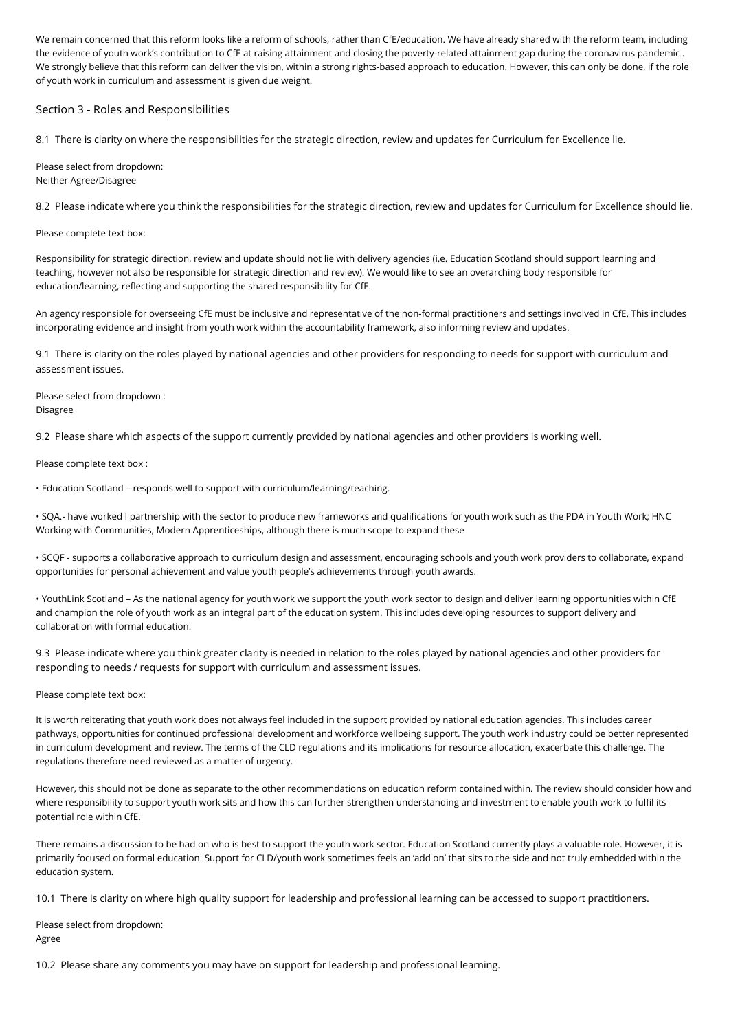We remain concerned that this reform looks like a reform of schools, rather than CfE/education. We have already shared with the reform team, including the evidence of youth work's contribution to CfE at raising attainment and closing the poverty-related attainment gap during the coronavirus pandemic . We strongly believe that this reform can deliver the vision, within a strong rights-based approach to education. However, this can only be done, if the role of youth work in curriculum and assessment is given due weight.

## Section 3 - Roles and Responsibilities

8.1 There is clarity on where the responsibilities for the strategic direction, review and updates for Curriculum for Excellence lie.

Please select from dropdown:
Neither Agree/Disagree

8.2 Please indicate where you think the responsibilities for the strategic direction, review and updates for Curriculum for Excellence should lie.

Please complete text box:

Responsibility for strategic direction, review and update should not lie with delivery agencies (i.e. Education Scotland should support learning and teaching, however not also be responsible for strategic direction and review). We would like to see an overarching body responsible for education/learning, reflecting and supporting the shared responsibility for CfE.

An agency responsible for overseeing CfE must be inclusive and representative of the non-formal practitioners and settings involved in CfE. This includes incorporating evidence and insight from youth work within the accountability framework, also informing review and updates.

9.1 There is clarity on the roles played by national agencies and other providers for responding to needs for support with curriculum and assessment issues.

Please select from dropdown :
Disagree

9.2 Please share which aspects of the support currently provided by national agencies and other providers is working well.

Please complete text box :

- Education Scotland – responds well to support with curriculum/learning/teaching.
- SQA.- have worked I partnership with the sector to produce new frameworks and qualifications for youth work such as the PDA in Youth Work; HNC Working with Communities, Modern Apprenticeships, although there is much scope to expand these
- SCQF - supports a collaborative approach to curriculum design and assessment, encouraging schools and youth work providers to collaborate, expand opportunities for personal achievement and value youth people's achievements through youth awards.
- YouthLink Scotland – As the national agency for youth work we support the youth work sector to design and deliver learning opportunities within CfE and champion the role of youth work as an integral part of the education system. This includes developing resources to support delivery and collaboration with formal education.

9.3 Please indicate where you think greater clarity is needed in relation to the roles played by national agencies and other providers for responding to needs / requests for support with curriculum and assessment issues.

Please complete text box:

It is worth reiterating that youth work does not always feel included in the support provided by national education agencies. This includes career pathways, opportunities for continued professional development and workforce wellbeing support. The youth work industry could be better represented in curriculum development and review. The terms of the CLD regulations and its implications for resource allocation, exacerbate this challenge. The regulations therefore need reviewed as a matter of urgency.

However, this should not be done as separate to the other recommendations on education reform contained within. The review should consider how and where responsibility to support youth work sits and how this can further strengthen understanding and investment to enable youth work to fulfil its potential role within CfE.

There remains a discussion to be had on who is best to support the youth work sector. Education Scotland currently plays a valuable role. However, it is primarily focused on formal education. Support for CLD/youth work sometimes feels an 'add on' that sits to the side and not truly embedded within the education system.

10.1 There is clarity on where high quality support for leadership and professional learning can be accessed to support practitioners.

Please select from dropdown:
Agree

10.2 Please share any comments you may have on support for leadership and professional learning.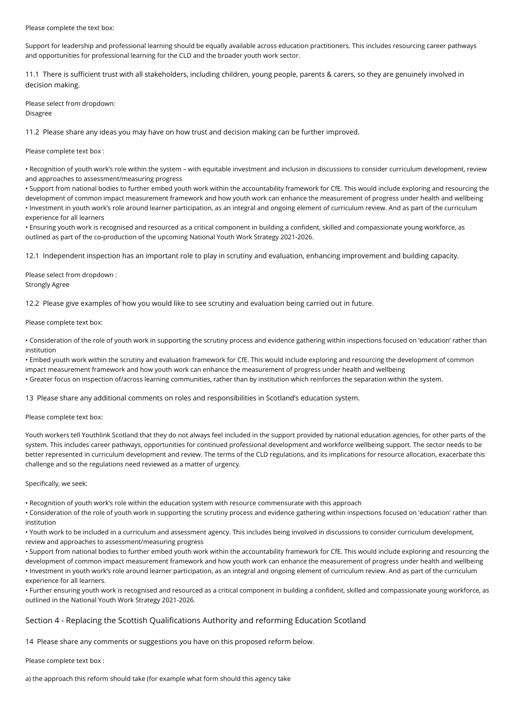Please complete the text box:

Support for leadership and professional learning should be equally available across education practitioners. This includes resourcing career pathways and opportunities for professional learning for the CLD and the broader youth work sector.

11.1 There is sufficient trust with all stakeholders, including children, young people, parents & carers, so they are genuinely involved in decision making.

Please select from dropdown:
Disagree

11.2 Please share any ideas you may have on how trust and decision making can be further improved.

Please complete text box :

• Recognition of youth work's role within the system – with equitable investment and inclusion in discussions to consider curriculum development, review and approaches to assessment/measuring progress
• Support from national bodies to further embed youth work within the accountability framework for CfE. This would include exploring and resourcing the development of common impact measurement framework and how youth work can enhance the measurement of progress under health and wellbeing
• Investment in youth work's role around learner participation, as an integral and ongoing element of curriculum review. And as part of the curriculum experience for all learners
• Ensuring youth work is recognised and resourced as a critical component in building a confident, skilled and compassionate young workforce, as outlined as part of the co-production of the upcoming National Youth Work Strategy 2021-2026.

12.1 Independent inspection has an important role to play in scrutiny and evaluation, enhancing improvement and building capacity.

Please select from dropdown :
Strongly Agree

12.2 Please give examples of how you would like to see scrutiny and evaluation being carried out in future.

Please complete text box:

• Consideration of the role of youth work in supporting the scrutiny process and evidence gathering within inspections focused on 'education' rather than institution
• Embed youth work within the scrutiny and evaluation framework for CfE. This would include exploring and resourcing the development of common impact measurement framework and how youth work can enhance the measurement of progress under health and wellbeing
• Greater focus on inspection of/across learning communities, rather than by institution which reinforces the separation within the system.

13 Please share any additional comments on roles and responsibilities in Scotland's education system.

Please complete text box:

Youth workers tell Youthlink Scotland that they do not always feel included in the support provided by national education agencies, for other parts of the system. This includes career pathways, opportunities for continued professional development and workforce wellbeing support. The sector needs to be better represented in curriculum development and review. The terms of the CLD regulations, and its implications for resource allocation, exacerbate this challenge and so the regulations need reviewed as a matter of urgency.

Specifically, we seek:

• Recognition of youth work's role within the education system with resource commensurate with this approach
• Consideration of the role of youth work in supporting the scrutiny process and evidence gathering within inspections focused on 'education' rather than institution
• Youth work to be included in a curriculum and assessment agency. This includes being involved in discussions to consider curriculum development, review and approaches to assessment/measuring progress
• Support from national bodies to further embed youth work within the accountability framework for CfE. This would include exploring and resourcing the development of common impact measurement framework and how youth work can enhance the measurement of progress under health and wellbeing
• Investment in youth work's role around learner participation, as an integral and ongoing element of curriculum review. And as part of the curriculum experience for all learners.
• Further ensuring youth work is recognised and resourced as a critical component in building a confident, skilled and compassionate young workforce, as outlined in the National Youth Work Strategy 2021-2026.

## Section 4 - Replacing the Scottish Qualifications Authority and reforming Education Scotland

14 Please share any comments or suggestions you have on this proposed reform below.

Please complete text box :

a) the approach this reform should take (for example what form should this agency take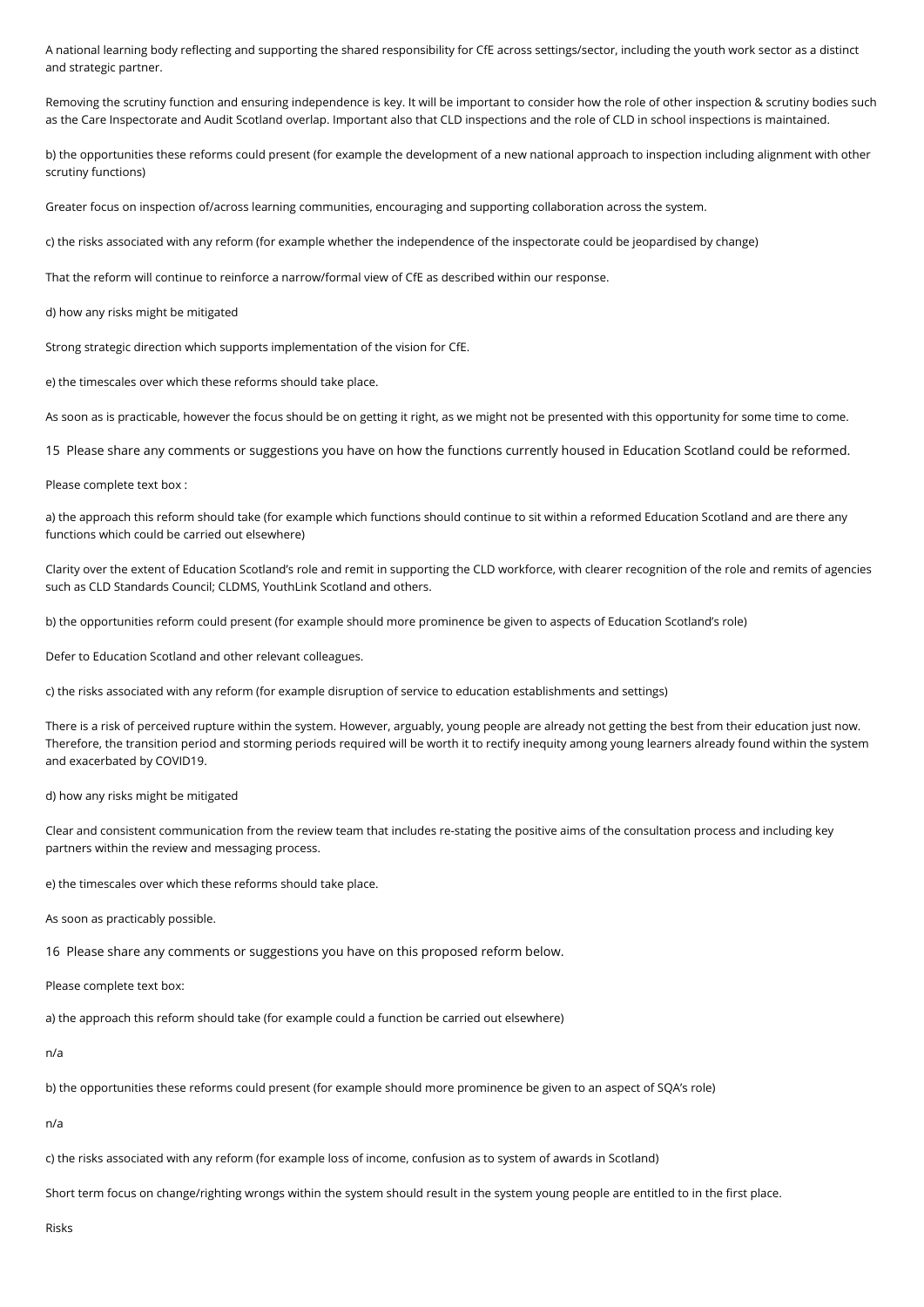A national learning body reflecting and supporting the shared responsibility for CfE across settings/sector, including the youth work sector as a distinct and strategic partner.

Removing the scrutiny function and ensuring independence is key. It will be important to consider how the role of other inspection & scrutiny bodies such as the Care Inspectorate and Audit Scotland overlap. Important also that CLD inspections and the role of CLD in school inspections is maintained.

b) the opportunities these reforms could present (for example the development of a new national approach to inspection including alignment with other scrutiny functions)

Greater focus on inspection of/across learning communities, encouraging and supporting collaboration across the system.

c) the risks associated with any reform (for example whether the independence of the inspectorate could be jeopardised by change)

That the reform will continue to reinforce a narrow/formal view of CfE as described within our response.

d) how any risks might be mitigated

Strong strategic direction which supports implementation of the vision for CfE.

e) the timescales over which these reforms should take place.

As soon as is practicable, however the focus should be on getting it right, as we might not be presented with this opportunity for some time to come.

15 Please share any comments or suggestions you have on how the functions currently housed in Education Scotland could be reformed.

Please complete text box :

a) the approach this reform should take (for example which functions should continue to sit within a reformed Education Scotland and are there any functions which could be carried out elsewhere)

Clarity over the extent of Education Scotland's role and remit in supporting the CLD workforce, with clearer recognition of the role and remits of agencies such as CLD Standards Council; CLDMS, YouthLink Scotland and others.

b) the opportunities reform could present (for example should more prominence be given to aspects of Education Scotland's role)

Defer to Education Scotland and other relevant colleagues.

c) the risks associated with any reform (for example disruption of service to education establishments and settings)

There is a risk of perceived rupture within the system. However, arguably, young people are already not getting the best from their education just now. Therefore, the transition period and storming periods required will be worth it to rectify inequity among young learners already found within the system and exacerbated by COVID19.

d) how any risks might be mitigated

Clear and consistent communication from the review team that includes re-stating the positive aims of the consultation process and including key partners within the review and messaging process.

e) the timescales over which these reforms should take place.

As soon as practicably possible.

16 Please share any comments or suggestions you have on this proposed reform below.

Please complete text box:

a) the approach this reform should take (for example could a function be carried out elsewhere)

n/a

b) the opportunities these reforms could present (for example should more prominence be given to an aspect of SQA's role)

n/a

c) the risks associated with any reform (for example loss of income, confusion as to system of awards in Scotland)

Short term focus on change/righting wrongs within the system should result in the system young people are entitled to in the first place.

Risks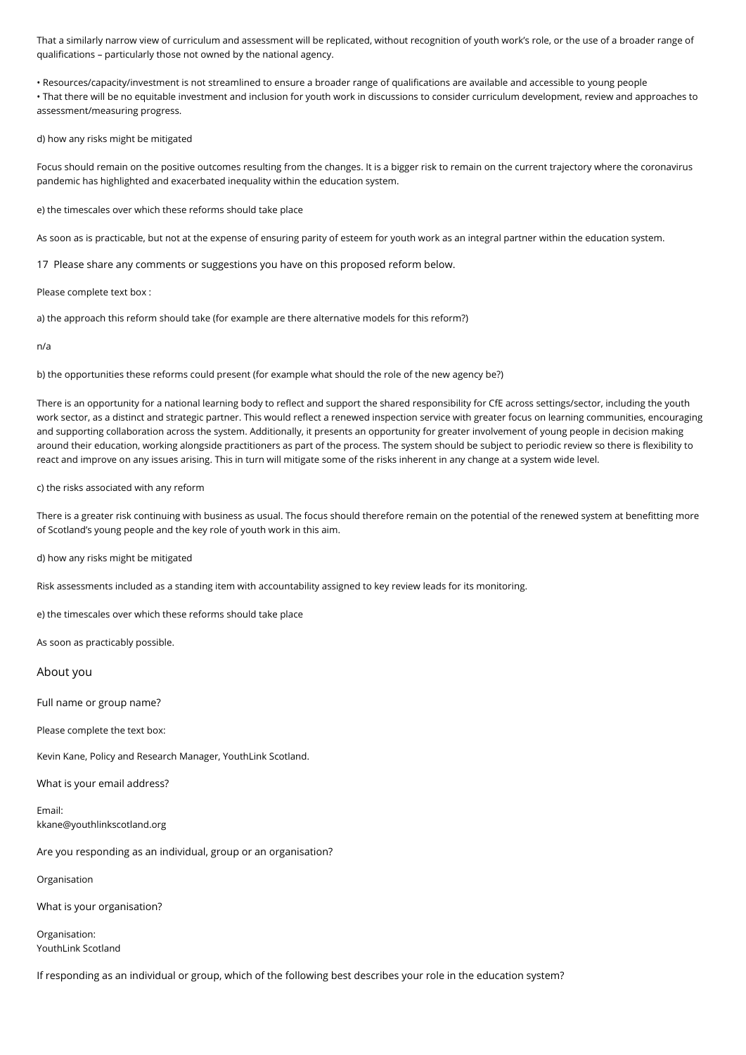That a similarly narrow view of curriculum and assessment will be replicated, without recognition of youth work's role, or the use of a broader range of qualifications – particularly those not owned by the national agency.

• Resources/capacity/investment is not streamlined to ensure a broader range of qualifications are available and accessible to young people
• That there will be no equitable investment and inclusion for youth work in discussions to consider curriculum development, review and approaches to assessment/measuring progress.

d) how any risks might be mitigated

Focus should remain on the positive outcomes resulting from the changes. It is a bigger risk to remain on the current trajectory where the coronavirus pandemic has highlighted and exacerbated inequality within the education system.

e) the timescales over which these reforms should take place

As soon as is practicable, but not at the expense of ensuring parity of esteem for youth work as an integral partner within the education system.

17 Please share any comments or suggestions you have on this proposed reform below.

Please complete text box :

a) the approach this reform should take (for example are there alternative models for this reform?)

n/a

b) the opportunities these reforms could present (for example what should the role of the new agency be?)

There is an opportunity for a national learning body to reflect and support the shared responsibility for CfE across settings/sector, including the youth work sector, as a distinct and strategic partner. This would reflect a renewed inspection service with greater focus on learning communities, encouraging and supporting collaboration across the system. Additionally, it presents an opportunity for greater involvement of young people in decision making around their education, working alongside practitioners as part of the process. The system should be subject to periodic review so there is flexibility to react and improve on any issues arising. This in turn will mitigate some of the risks inherent in any change at a system wide level.

c) the risks associated with any reform

There is a greater risk continuing with business as usual. The focus should therefore remain on the potential of the renewed system at benefitting more of Scotland's young people and the key role of youth work in this aim.

d) how any risks might be mitigated

Risk assessments included as a standing item with accountability assigned to key review leads for its monitoring.

e) the timescales over which these reforms should take place

As soon as practicably possible.

## About you

Full name or group name?

Please complete the text box:

Kevin Kane, Policy and Research Manager, YouthLink Scotland.

What is your email address?

Email:
kkane@youthlinkscotland.org

Are you responding as an individual, group or an organisation?

Organisation

What is your organisation?

Organisation:
YouthLink Scotland

If responding as an individual or group, which of the following best describes your role in the education system?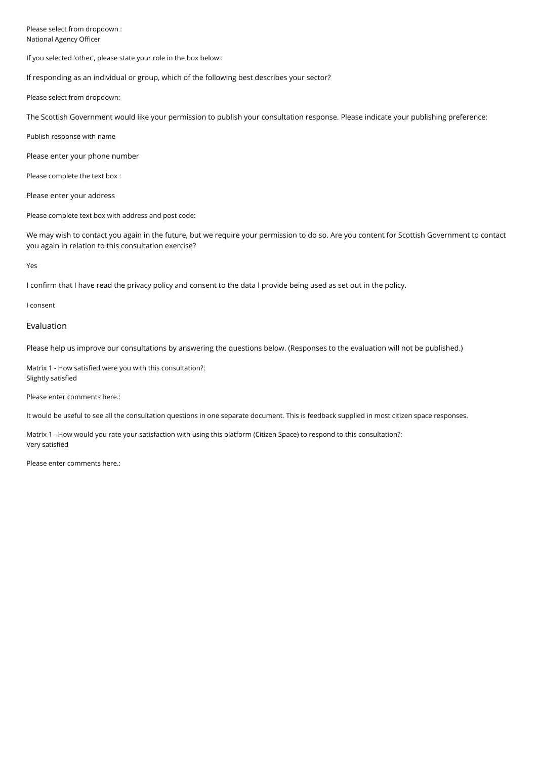Please select from dropdown :
National Agency Officer

If you selected 'other', please state your role in the box below::

If responding as an individual or group, which of the following best describes your sector?

Please select from dropdown:

The Scottish Government would like your permission to publish your consultation response. Please indicate your publishing preference:

Publish response with name

Please enter your phone number

Please complete the text box :

Please enter your address

Please complete text box with address and post code:

We may wish to contact you again in the future, but we require your permission to do so. Are you content for Scottish Government to contact you again in relation to this consultation exercise?

Yes

I confirm that I have read the privacy policy and consent to the data I provide being used as set out in the policy.

I consent

## Evaluation

Please help us improve our consultations by answering the questions below. (Responses to the evaluation will not be published.)

Matrix 1 - How satisfied were you with this consultation?:
Slightly satisfied

Please enter comments here.:

It would be useful to see all the consultation questions in one separate document. This is feedback supplied in most citizen space responses.

Matrix 1 - How would you rate your satisfaction with using this platform (Citizen Space) to respond to this consultation?:
Very satisfied

Please enter comments here.: